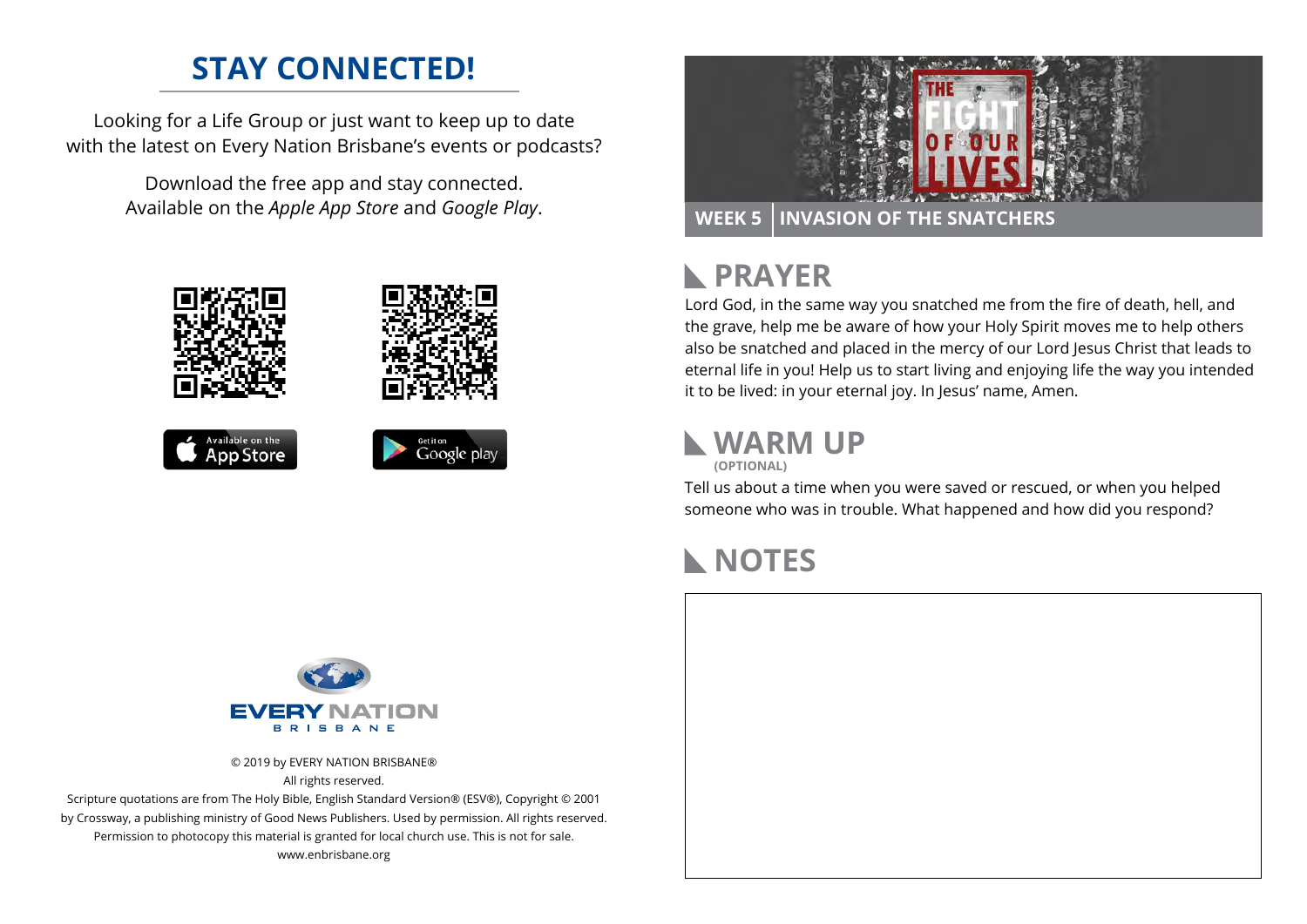## STAY CONNECTED!

Looking for a Life Group or just want to keep up to date with the latest on Every Nation Brisbane's events or podcasts?

Download the free app and stay connected. Available on the *Apple App Store* and *Google Play*.

Available on the App Store

Get it on Google play

EVERY NATION BRISBANE

© 2019 by EVERY NATION BRISBANE®
All rights reserved.
Scripture quotations are from The Holy Bible, English Standard Version® (ESV®), Copyright © 2001 by Crossway, a publishing ministry of Good News Publishers. Used by permission. All rights reserved.
Permission to photocopy this material is granted for local church use. This is not for sale.
www.enbrisbane.org

THE FIGHT OF OUR LIVES

**WEEK 5 | INVASION OF THE SNATCHERS**

## PRAYER

Lord God, in the same way you snatched me from the fire of death, hell, and the grave, help me be aware of how your Holy Spirit moves me to help others also be snatched and placed in the mercy of our Lord Jesus Christ that leads to eternal life in you! Help us to start living and enjoying life the way you intended it to be lived: in your eternal joy. In Jesus' name, Amen.

## WARM UP
**(OPTIONAL)**

Tell us about a time when you were saved or rescued, or when you helped someone who was in trouble. What happened and how did you respond?

## NOTES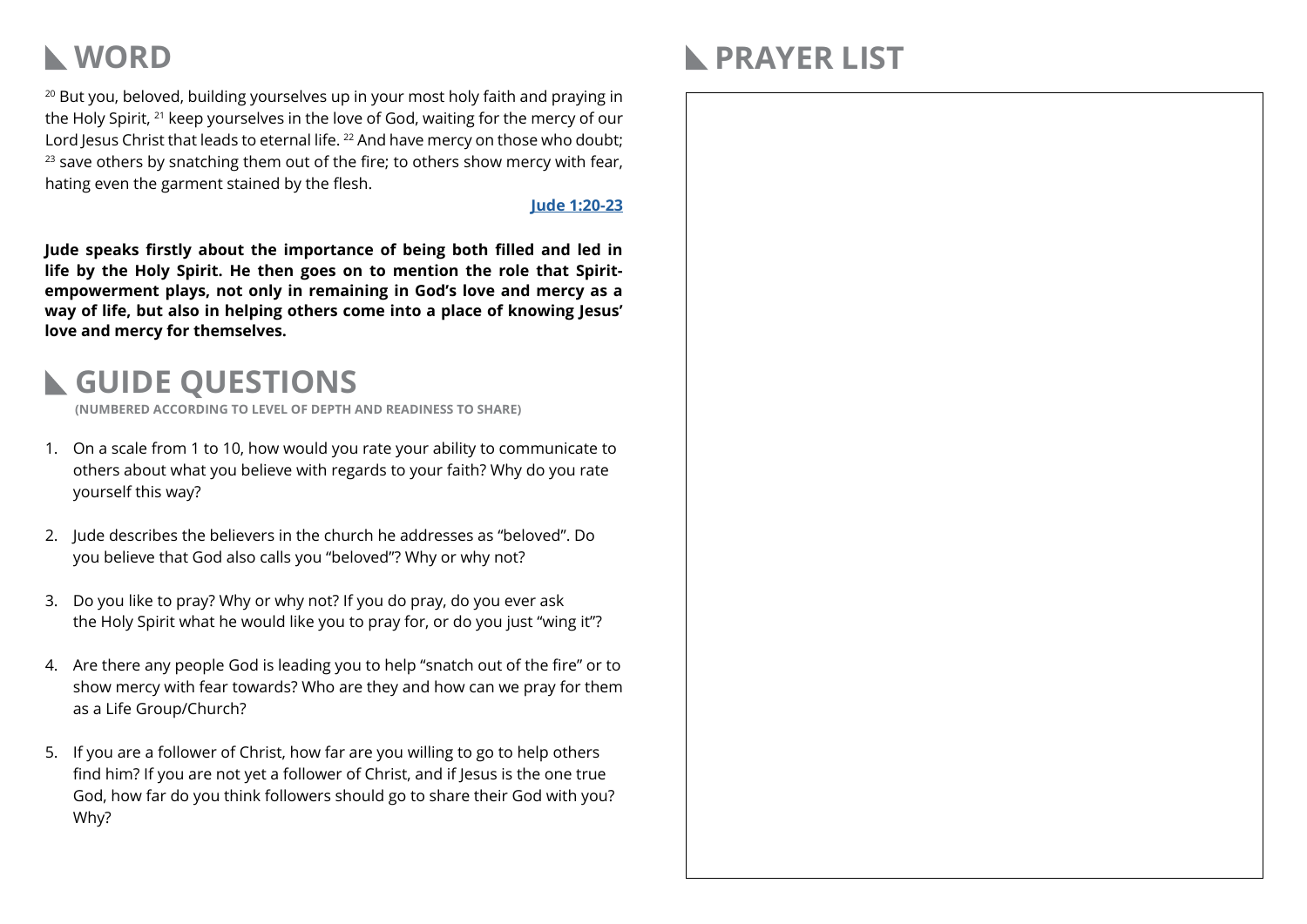## WORD

[20] But you, beloved, building yourselves up in your most holy faith and praying in the Holy Spirit, [21] keep yourselves in the love of God, waiting for the mercy of our Lord Jesus Christ that leads to eternal life. [22] And have mercy on those who doubt; [23] save others by snatching them out of the fire; to others show mercy with fear, hating even the garment stained by the flesh.

**Jude 1:20-23**

**Jude speaks firstly about the importance of being both filled and led in life by the Holy Spirit. He then goes on to mention the role that Spirit-empowerment plays, not only in remaining in God's love and mercy as a way of life, but also in helping others come into a place of knowing Jesus' love and mercy for themselves.**

## GUIDE QUESTIONS

**(NUMBERED ACCORDING TO LEVEL OF DEPTH AND READINESS TO SHARE)**

1. On a scale from 1 to 10, how would you rate your ability to communicate to others about what you believe with regards to your faith? Why do you rate yourself this way?

2. Jude describes the believers in the church he addresses as "beloved". Do you believe that God also calls you "beloved"? Why or why not?

3. Do you like to pray? Why or why not? If you do pray, do you ever ask the Holy Spirit what he would like you to pray for, or do you just "wing it"?

4. Are there any people God is leading you to help "snatch out of the fire" or to show mercy with fear towards? Who are they and how can we pray for them as a Life Group/Church?

5. If you are a follower of Christ, how far are you willing to go to help others find him? If you are not yet a follower of Christ, and if Jesus is the one true God, how far do you think followers should go to share their God with you? Why?

## PRAYER LIST